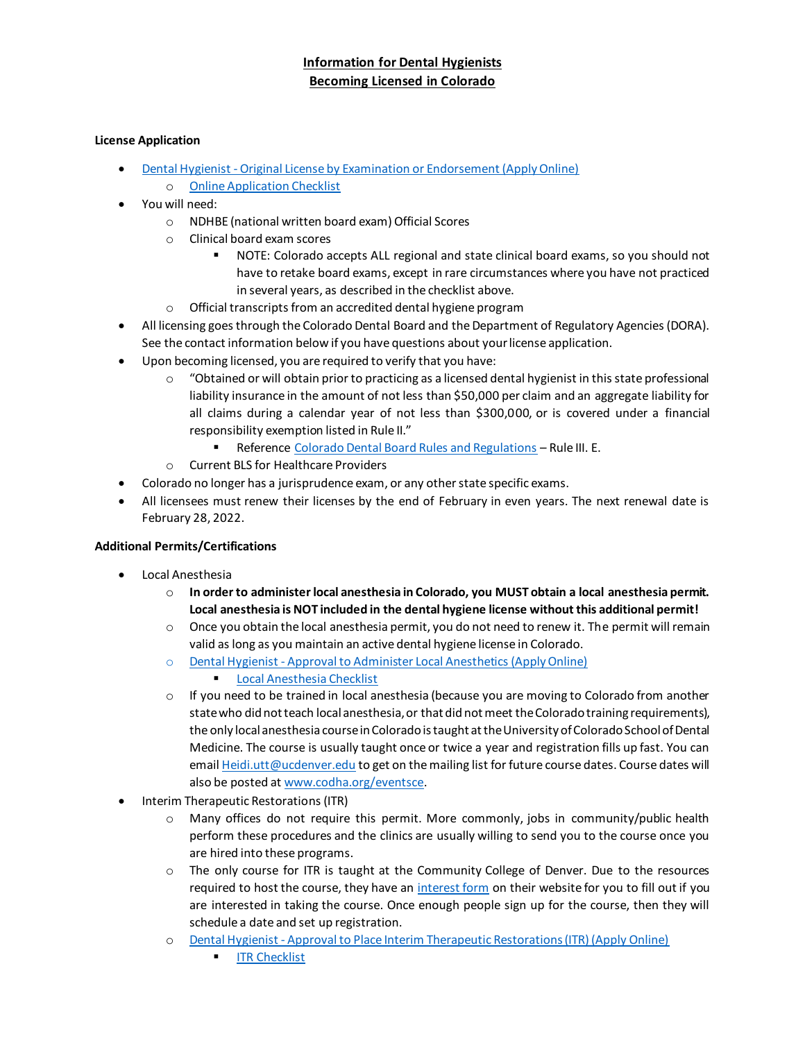# Information for Dental Hygienists Becoming Licensed in Colorado

## License Application

- Dental Hygienist - Original License by Examination or Endorsement (Apply Online)
  - Online Application Checklist
- You will need:
  - NDHBE (national written board exam) Official Scores
  - Clinical board exam scores
    - NOTE: Colorado accepts ALL regional and state clinical board exams, so you should not have to retake board exams, except in rare circumstances where you have not practiced in several years, as described in the checklist above.
  - Official transcripts from an accredited dental hygiene program
- All licensing goes through the Colorado Dental Board and the Department of Regulatory Agencies (DORA). See the contact information below if you have questions about your license application.
- Upon becoming licensed, you are required to verify that you have:
  - "Obtained or will obtain prior to practicing as a licensed dental hygienist in this state professional liability insurance in the amount of not less than $50,000 per claim and an aggregate liability for all claims during a calendar year of not less than $300,000, or is covered under a financial responsibility exemption listed in Rule II."
    - Reference Colorado Dental Board Rules and Regulations – Rule III. E.
  - Current BLS for Healthcare Providers
- Colorado no longer has a jurisprudence exam, or any other state specific exams.
- All licensees must renew their licenses by the end of February in even years. The next renewal date is February 28, 2022.

## Additional Permits/Certifications

- Local Anesthesia
  - **In order to administer local anesthesia in Colorado, you MUST obtain a local anesthesia permit. Local anesthesia is NOT included in the dental hygiene license without this additional permit!**
  - Once you obtain the local anesthesia permit, you do not need to renew it. The permit will remain valid as long as you maintain an active dental hygiene license in Colorado.
  - Dental Hygienist - Approval to Administer Local Anesthetics (Apply Online)
    - Local Anesthesia Checklist
  - If you need to be trained in local anesthesia (because you are moving to Colorado from another state who did not teach local anesthesia, or that did not meet the Colorado training requirements), the only local anesthesia course in Colorado is taught at the University of Colorado School of Dental Medicine. The course is usually taught once or twice a year and registration fills up fast. You can email Heidi.utt@ucdenver.edu to get on the mailing list for future course dates. Course dates will also be posted at www.codha.org/eventsce.
- Interim Therapeutic Restorations (ITR)
  - Many offices do not require this permit. More commonly, jobs in community/public health perform these procedures and the clinics are usually willing to send you to the course once you are hired into these programs.
  - The only course for ITR is taught at the Community College of Denver. Due to the resources required to host the course, they have an interest form on their website for you to fill out if you are interested in taking the course. Once enough people sign up for the course, then they will schedule a date and set up registration.
  - Dental Hygienist - Approval to Place Interim Therapeutic Restorations (ITR) (Apply Online)
    - ITR Checklist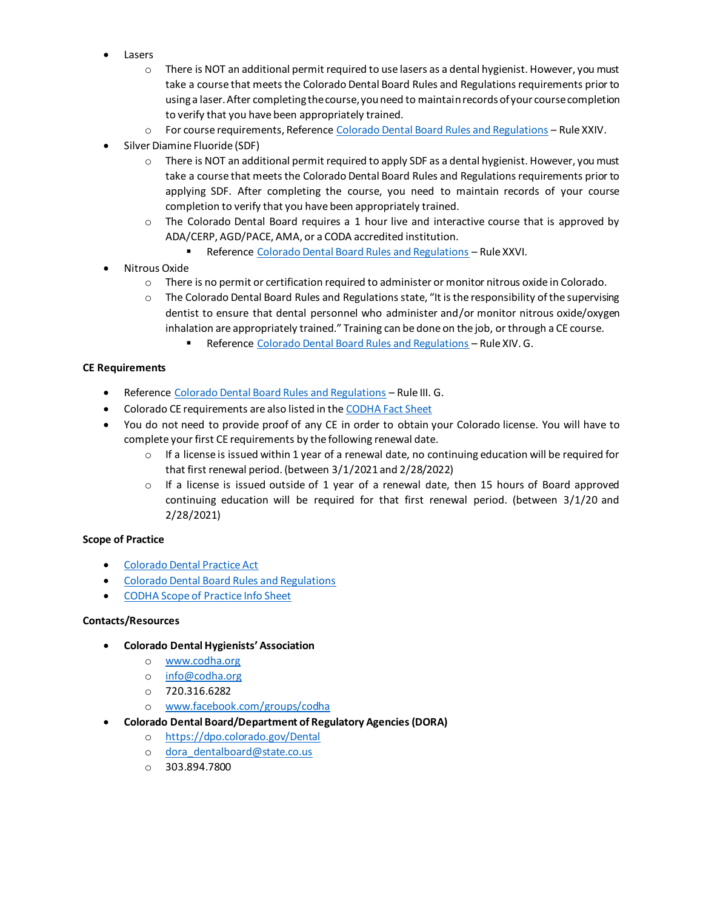- Lasers
    - There is NOT an additional permit required to use lasers as a dental hygienist. However, you must take a course that meets the Colorado Dental Board Rules and Regulations requirements prior to using a laser. After completing the course, you need to maintain records of your course completion to verify that you have been appropriately trained.
    - For course requirements, Reference [Colorado Dental Board Rules and Regulations]() – Rule XXIV.
- Silver Diamine Fluoride (SDF)
    - There is NOT an additional permit required to apply SDF as a dental hygienist. However, you must take a course that meets the Colorado Dental Board Rules and Regulations requirements prior to applying SDF. After completing the course, you need to maintain records of your course completion to verify that you have been appropriately trained.
    - The Colorado Dental Board requires a 1 hour live and interactive course that is approved by ADA/CERP, AGD/PACE, AMA, or a CODA accredited institution.
        - Reference [Colorado Dental Board Rules and Regulations]() – Rule XXVI.
- Nitrous Oxide
    - There is no permit or certification required to administer or monitor nitrous oxide in Colorado.
    - The Colorado Dental Board Rules and Regulations state, "It is the responsibility of the supervising dentist to ensure that dental personnel who administer and/or monitor nitrous oxide/oxygen inhalation are appropriately trained." Training can be done on the job, or through a CE course.
        - Reference [Colorado Dental Board Rules and Regulations]() – Rule XIV. G.

**CE Requirements**

- Reference [Colorado Dental Board Rules and Regulations]() – Rule III. G.
- Colorado CE requirements are also listed in the [CODHA Fact Sheet]()
- You do not need to provide proof of any CE in order to obtain your Colorado license. You will have to complete your first CE requirements by the following renewal date.
    - If a license is issued within 1 year of a renewal date, no continuing education will be required for that first renewal period. (between 3/1/2021 and 2/28/2022)
    - If a license is issued outside of 1 year of a renewal date, then 15 hours of Board approved continuing education will be required for that first renewal period. (between 3/1/20 and 2/28/2021)

**Scope of Practice**

- [Colorado Dental Practice Act]()
- [Colorado Dental Board Rules and Regulations]()
- [CODHA Scope of Practice Info Sheet]()

**Contacts/Resources**

- **Colorado Dental Hygienists' Association**
    - [www.codha.org](www.codha.org)
    - [info@codha.org](mailto:info@codha.org)
    - 720.316.6282
    - [www.facebook.com/groups/codha](www.facebook.com/groups/codha)
- **Colorado Dental Board/Department of Regulatory Agencies (DORA)**
    - [https://dpo.colorado.gov/Dental](https://dpo.colorado.gov/Dental)
    - [dora_dentalboard@state.co.us](mailto:dora_dentalboard@state.co.us)
    - 303.894.7800